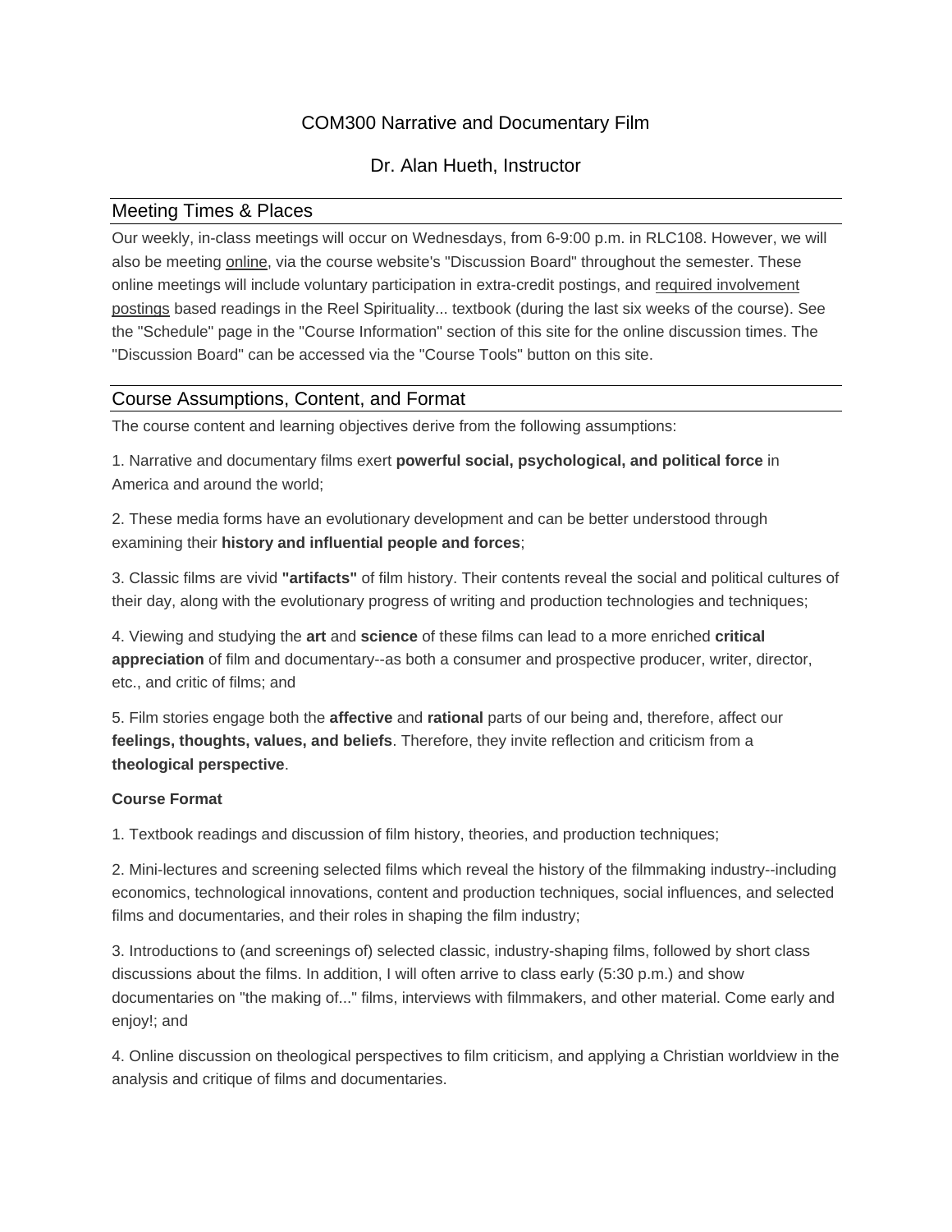# COM300 Narrative and Documentary Film

Dr. Alan Hueth, Instructor

## Meeting Times & Places

Our weekly, in-class meetings will occur on Wednesdays, from 6-9:00 p.m. in RLC108. However, we will also be meeting online, via the course website's "Discussion Board" throughout the semester. These online meetings will include voluntary participation in extra-credit postings, and required involvement postings based readings in the Reel Spirituality... textbook (during the last six weeks of the course). See the "Schedule" page in the "Course Information" section of this site for the online discussion times. The "Discussion Board" can be accessed via the "Course Tools" button on this site.

## Course Assumptions, Content, and Format

The course content and learning objectives derive from the following assumptions:

1. Narrative and documentary films exert **powerful social, psychological, and political force** in America and around the world;

2. These media forms have an evolutionary development and can be better understood through examining their **history and influential people and forces**;

3. Classic films are vivid **"artifacts"** of film history. Their contents reveal the social and political cultures of their day, along with the evolutionary progress of writing and production technologies and techniques;

4. Viewing and studying the **art** and **science** of these films can lead to a more enriched **critical appreciation** of film and documentary--as both a consumer and prospective producer, writer, director, etc., and critic of films; and

5. Film stories engage both the **affective** and **rational** parts of our being and, therefore, affect our **feelings, thoughts, values, and beliefs**. Therefore, they invite reflection and criticism from a **theological perspective**.

**Course Format**

1. Textbook readings and discussion of film history, theories, and production techniques;

2. Mini-lectures and screening selected films which reveal the history of the filmmaking industry--including economics, technological innovations, content and production techniques, social influences, and selected films and documentaries, and their roles in shaping the film industry;

3. Introductions to (and screenings of) selected classic, industry-shaping films, followed by short class discussions about the films. In addition, I will often arrive to class early (5:30 p.m.) and show documentaries on "the making of..." films, interviews with filmmakers, and other material. Come early and enjoy!; and

4. Online discussion on theological perspectives to film criticism, and applying a Christian worldview in the analysis and critique of films and documentaries.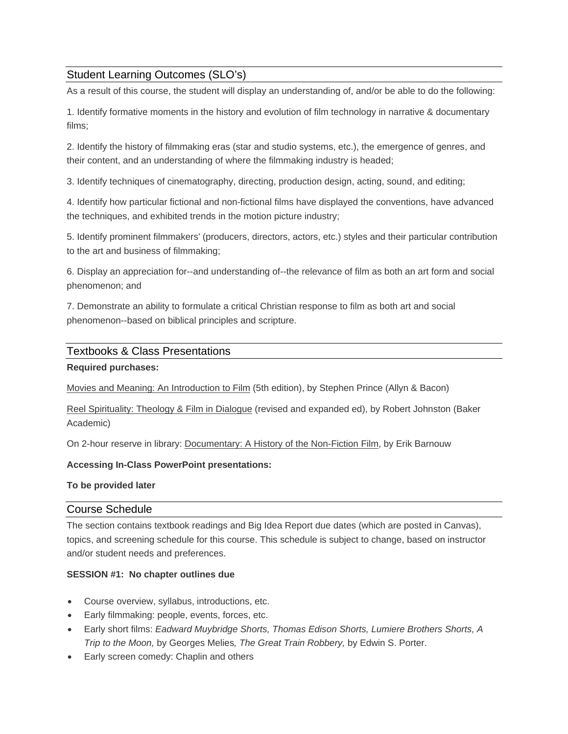## Student Learning Outcomes (SLO's)

As a result of this course, the student will display an understanding of, and/or be able to do the following:

1. Identify formative moments in the history and evolution of film technology in narrative & documentary films;

2. Identify the history of filmmaking eras (star and studio systems, etc.), the emergence of genres, and their content, and an understanding of where the filmmaking industry is headed;

3. Identify techniques of cinematography, directing, production design, acting, sound, and editing;

4. Identify how particular fictional and non-fictional films have displayed the conventions, have advanced the techniques, and exhibited trends in the motion picture industry;

5. Identify prominent filmmakers' (producers, directors, actors, etc.) styles and their particular contribution to the art and business of filmmaking;

6. Display an appreciation for--and understanding of--the relevance of film as both an art form and social phenomenon; and

7. Demonstrate an ability to formulate a critical Christian response to film as both art and social phenomenon--based on biblical principles and scripture.

## Textbooks & Class Presentations

**Required purchases:**

Movies and Meaning: An Introduction to Film (5th edition), by Stephen Prince (Allyn & Bacon)

Reel Spirituality: Theology & Film in Dialogue (revised and expanded ed), by Robert Johnston (Baker Academic)

On 2-hour reserve in library: Documentary: A History of the Non-Fiction Film, by Erik Barnouw

**Accessing In-Class PowerPoint presentations:**

**To be provided later**

## Course Schedule

The section contains textbook readings and Big Idea Report due dates (which are posted in Canvas), topics, and screening schedule for this course. This schedule is subject to change, based on instructor and/or student needs and preferences.

**SESSION #1: No chapter outlines due**

- Course overview, syllabus, introductions, etc.
- Early filmmaking: people, events, forces, etc.
- Early short films: *Eadward Muybridge Shorts, Thomas Edison Shorts, Lumiere Brothers Shorts, A Trip to the Moon,* by Georges Melies*, The Great Train Robbery,* by Edwin S. Porter.
- Early screen comedy: Chaplin and others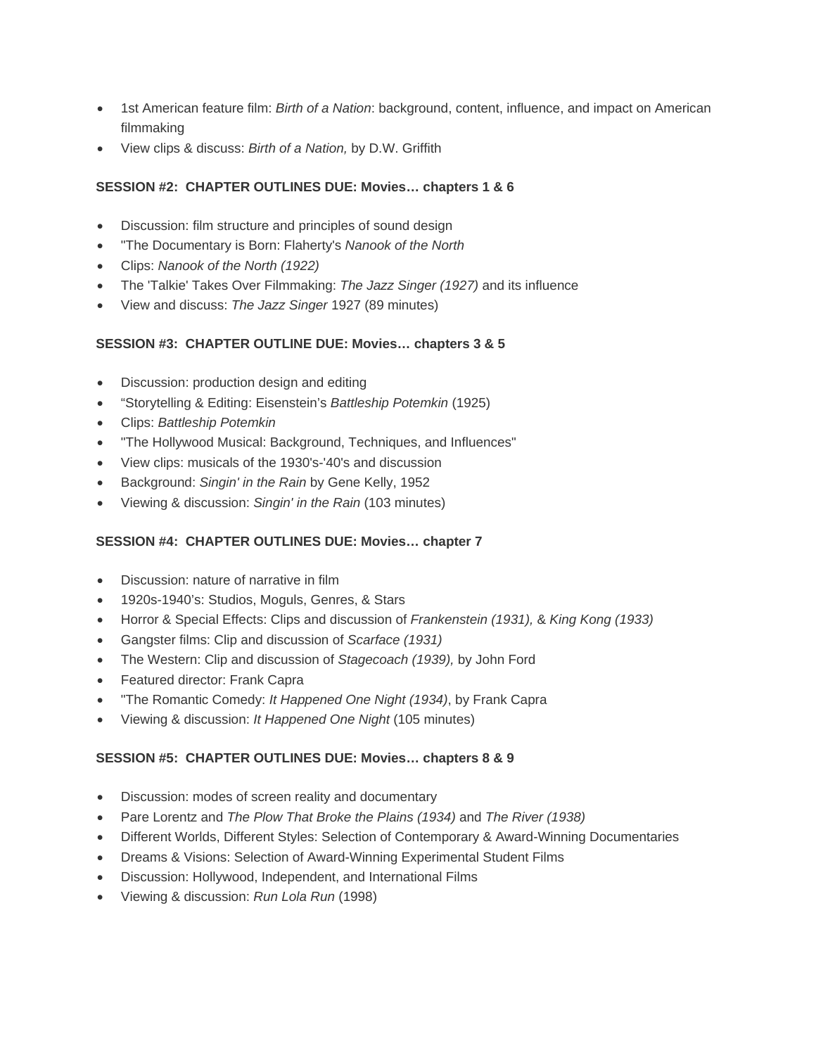- 1st American feature film: *Birth of a Nation*: background, content, influence, and impact on American filmmaking
- View clips & discuss: *Birth of a Nation,* by D.W. Griffith

**SESSION #2: CHAPTER OUTLINES DUE: Movies… chapters 1 & 6**

- Discussion: film structure and principles of sound design
- "The Documentary is Born: Flaherty's *Nanook of the North*
- Clips: *Nanook of the North (1922)*
- The 'Talkie' Takes Over Filmmaking: *The Jazz Singer (1927)* and its influence
- View and discuss: *The Jazz Singer* 1927 (89 minutes)

**SESSION #3: CHAPTER OUTLINE DUE: Movies… chapters 3 & 5**

- Discussion: production design and editing
- "Storytelling & Editing: Eisenstein's *Battleship Potemkin* (1925)
- Clips: *Battleship Potemkin*
- "The Hollywood Musical: Background, Techniques, and Influences"
- View clips: musicals of the 1930's-'40's and discussion
- Background: *Singin' in the Rain* by Gene Kelly, 1952
- Viewing & discussion: *Singin' in the Rain* (103 minutes)

**SESSION #4: CHAPTER OUTLINES DUE: Movies… chapter 7**

- Discussion: nature of narrative in film
- 1920s-1940's: Studios, Moguls, Genres, & Stars
- Horror & Special Effects: Clips and discussion of *Frankenstein (1931),* & *King Kong (1933)*
- Gangster films: Clip and discussion of *Scarface (1931)*
- The Western: Clip and discussion of *Stagecoach (1939),* by John Ford
- Featured director: Frank Capra
- "The Romantic Comedy: *It Happened One Night (1934)*, by Frank Capra
- Viewing & discussion: *It Happened One Night* (105 minutes)

**SESSION #5: CHAPTER OUTLINES DUE: Movies… chapters 8 & 9**

- Discussion: modes of screen reality and documentary
- Pare Lorentz and *The Plow That Broke the Plains (1934)* and *The River (1938)*
- Different Worlds, Different Styles: Selection of Contemporary & Award-Winning Documentaries
- Dreams & Visions: Selection of Award-Winning Experimental Student Films
- Discussion: Hollywood, Independent, and International Films
- Viewing & discussion: *Run Lola Run* (1998)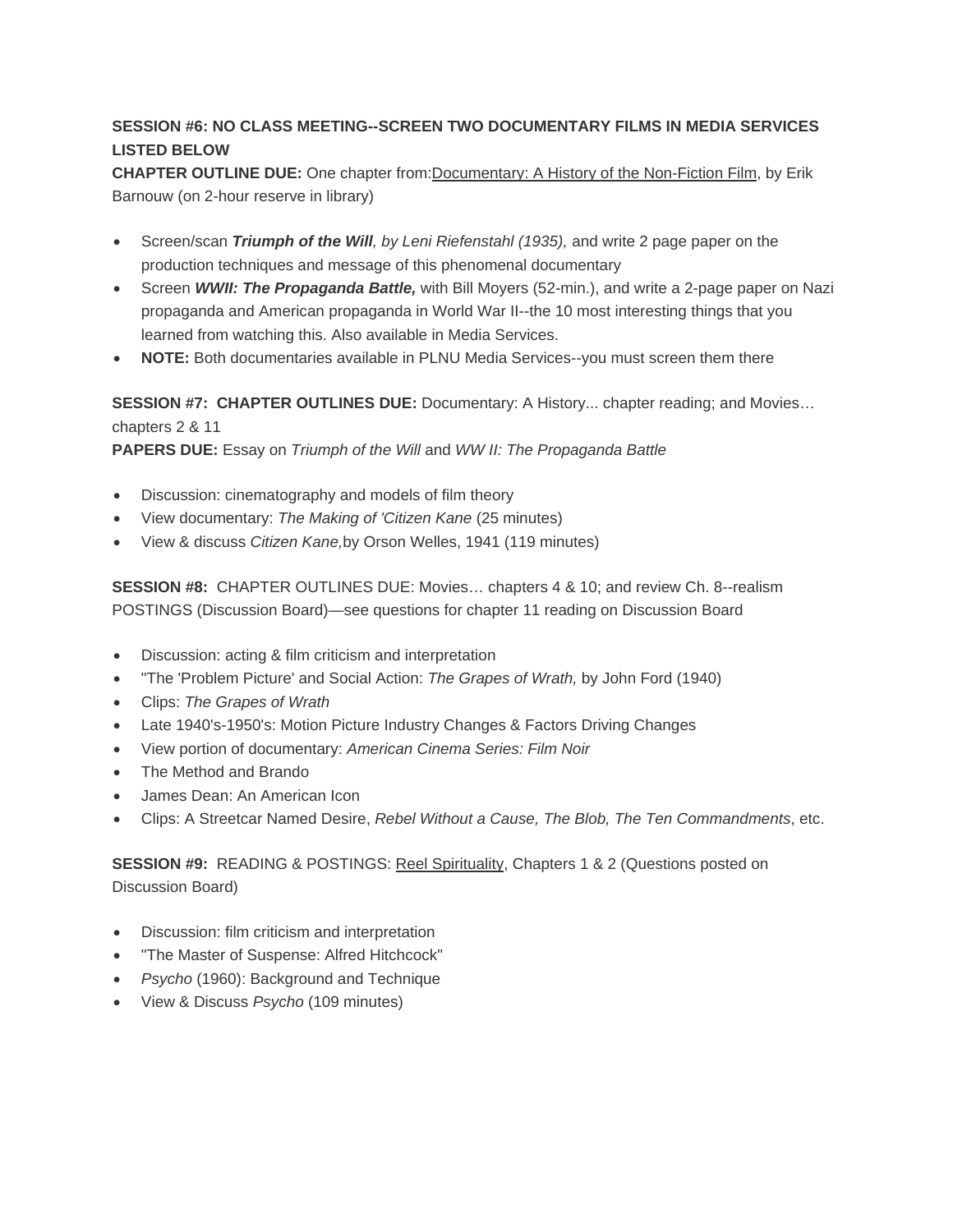**SESSION #6: NO CLASS MEETING--SCREEN TWO DOCUMENTARY FILMS IN MEDIA SERVICES LISTED BELOW**
**CHAPTER OUTLINE DUE:** One chapter from:Documentary: A History of the Non-Fiction Film, by Erik Barnouw (on 2-hour reserve in library)

- Screen/scan ***Triumph of the Will****, by Leni Riefenstahl (1935),* and write 2 page paper on the production techniques and message of this phenomenal documentary
- Screen ***WWII: The Propaganda Battle,*** with Bill Moyers (52-min.), and write a 2-page paper on Nazi propaganda and American propaganda in World War II--the 10 most interesting things that you learned from watching this. Also available in Media Services.
- **NOTE:** Both documentaries available in PLNU Media Services--you must screen them there

**SESSION #7: CHAPTER OUTLINES DUE:** Documentary: A History... chapter reading; and Movies… chapters 2 & 11
**PAPERS DUE:** Essay on *Triumph of the Will* and *WW II: The Propaganda Battle*

- Discussion: cinematography and models of film theory
- View documentary: *The Making of 'Citizen Kane* (25 minutes)
- View & discuss *Citizen Kane,*by Orson Welles, 1941 (119 minutes)

**SESSION #8:** CHAPTER OUTLINES DUE: Movies… chapters 4 & 10; and review Ch. 8--realism POSTINGS (Discussion Board)—see questions for chapter 11 reading on Discussion Board

- Discussion: acting & film criticism and interpretation
- "The 'Problem Picture' and Social Action: *The Grapes of Wrath,* by John Ford (1940)
- Clips: *The Grapes of Wrath*
- Late 1940's-1950's: Motion Picture Industry Changes & Factors Driving Changes
- View portion of documentary: *American Cinema Series: Film Noir*
- The Method and Brando
- James Dean: An American Icon
- Clips: A Streetcar Named Desire, *Rebel Without a Cause, The Blob, The Ten Commandments*, etc.

**SESSION #9:** READING & POSTINGS: Reel Spirituality, Chapters 1 & 2 (Questions posted on Discussion Board)

- Discussion: film criticism and interpretation
- "The Master of Suspense: Alfred Hitchcock"
- *Psycho* (1960): Background and Technique
- View & Discuss *Psycho* (109 minutes)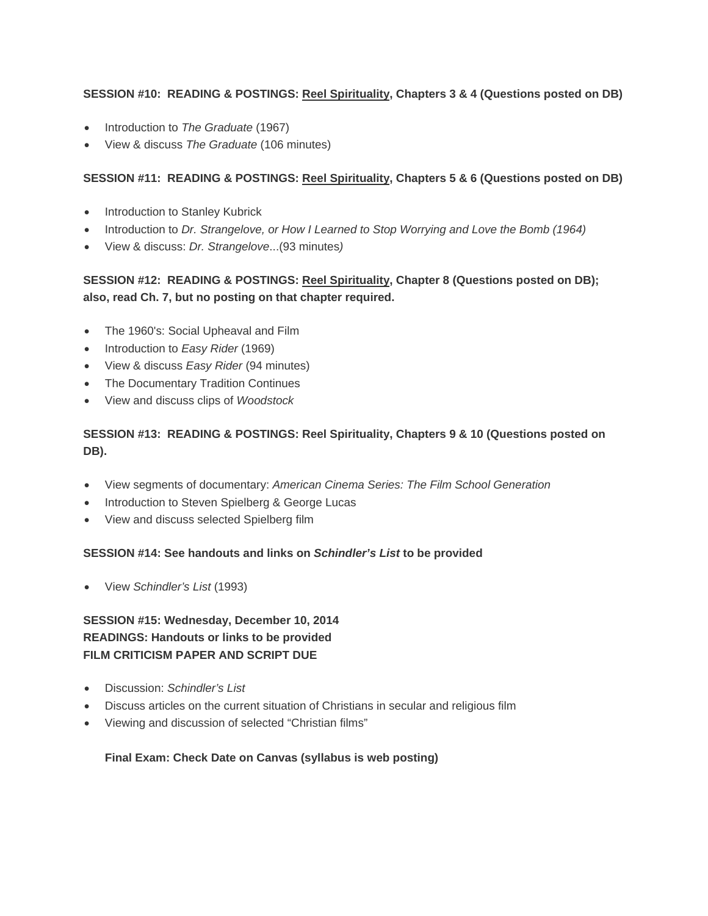**SESSION #10: READING & POSTINGS: Reel Spirituality, Chapters 3 & 4 (Questions posted on DB)**

- Introduction to *The Graduate* (1967)
- View & discuss *The Graduate* (106 minutes)

**SESSION #11: READING & POSTINGS: Reel Spirituality, Chapters 5 & 6 (Questions posted on DB)**

- Introduction to Stanley Kubrick
- Introduction to *Dr. Strangelove, or How I Learned to Stop Worrying and Love the Bomb (1964)*
- View & discuss: *Dr. Strangelove*...(93 minutes*)*

**SESSION #12: READING & POSTINGS: Reel Spirituality, Chapter 8 (Questions posted on DB); also, read Ch. 7, but no posting on that chapter required.**

- The 1960's: Social Upheaval and Film
- Introduction to *Easy Rider* (1969)
- View & discuss *Easy Rider* (94 minutes)
- The Documentary Tradition Continues
- View and discuss clips of *Woodstock*

**SESSION #13: READING & POSTINGS: Reel Spirituality, Chapters 9 & 10 (Questions posted on DB).**

- View segments of documentary: *American Cinema Series: The Film School Generation*
- Introduction to Steven Spielberg & George Lucas
- View and discuss selected Spielberg film

**SESSION #14: See handouts and links on *Schindler's List* to be provided**

- View *Schindler's List* (1993)

**SESSION #15: Wednesday, December 10, 2014**
**READINGS: Handouts or links to be provided**
**FILM CRITICISM PAPER AND SCRIPT DUE**

- Discussion: *Schindler's List*
- Discuss articles on the current situation of Christians in secular and religious film
- Viewing and discussion of selected "Christian films"

**Final Exam: Check Date on Canvas (syllabus is web posting)**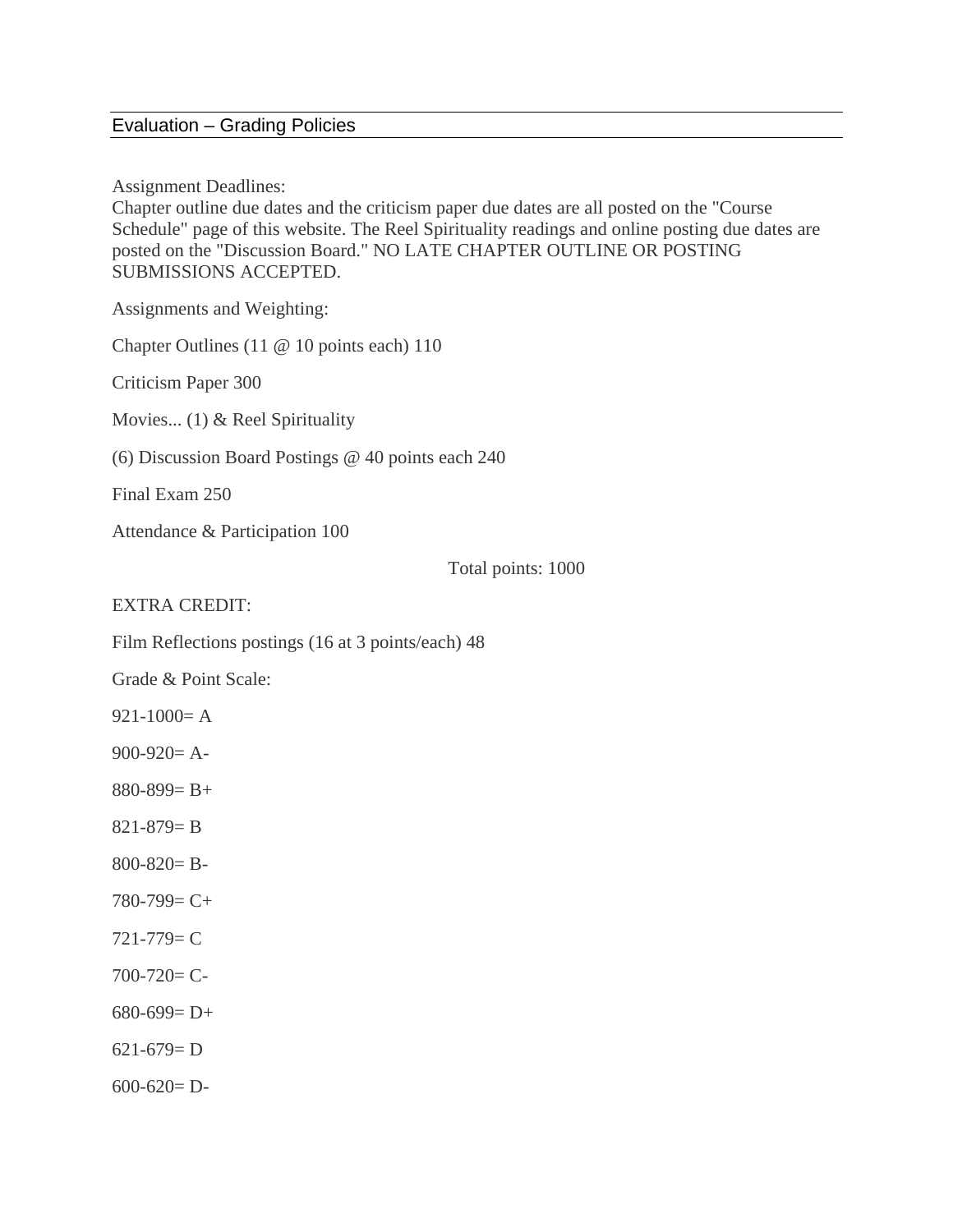## Evaluation – Grading Policies

Assignment Deadlines:
Chapter outline due dates and the criticism paper due dates are all posted on the "Course Schedule" page of this website. The Reel Spirituality readings and online posting due dates are posted on the "Discussion Board." NO LATE CHAPTER OUTLINE OR POSTING SUBMISSIONS ACCEPTED.

Assignments and Weighting:

Chapter Outlines (11 @ 10 points each) 110

Criticism Paper 300

Movies... (1) & Reel Spirituality

(6) Discussion Board Postings @ 40 points each 240

Final Exam 250

Attendance & Participation 100

Total points: 1000

EXTRA CREDIT:

Film Reflections postings (16 at 3 points/each) 48

Grade & Point Scale:

921-1000= A

900-920= A-

880-899= B+

821-879= B

800-820= B-

780-799= C+

721-779= C

700-720= C-

680-699= D+

621-679= D

600-620= D-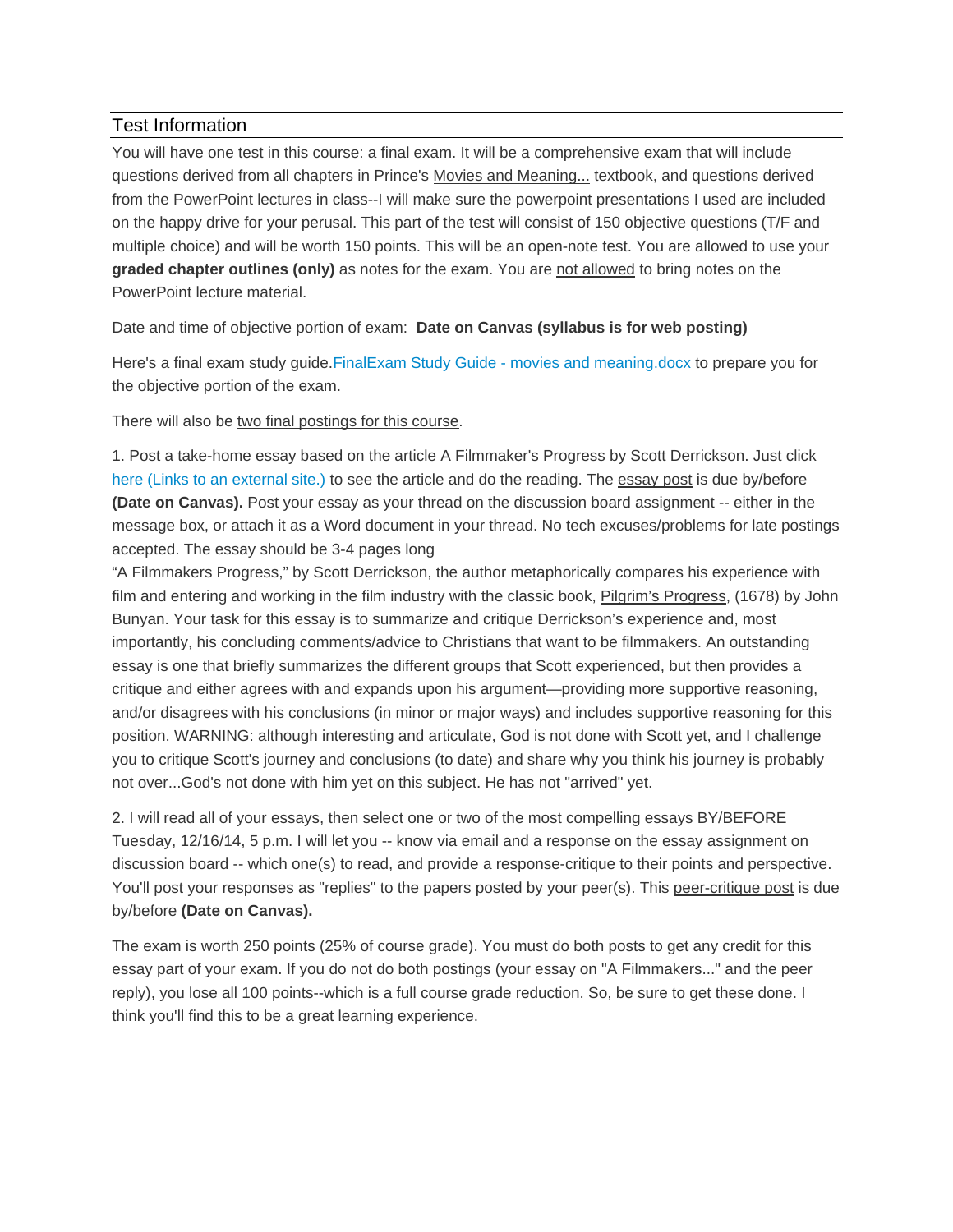## Test Information

You will have one test in this course: a final exam. It will be a comprehensive exam that will include questions derived from all chapters in Prince's Movies and Meaning... textbook, and questions derived from the PowerPoint lectures in class--I will make sure the powerpoint presentations I used are included on the happy drive for your perusal. This part of the test will consist of 150 objective questions (T/F and multiple choice) and will be worth 150 points. This will be an open-note test. You are allowed to use your **graded chapter outlines (only)** as notes for the exam. You are not allowed to bring notes on the PowerPoint lecture material.

Date and time of objective portion of exam: **Date on Canvas (syllabus is for web posting)**

Here's a final exam study guide.FinalExam Study Guide - movies and meaning.docx to prepare you for the objective portion of the exam.

There will also be two final postings for this course.

1. Post a take-home essay based on the article A Filmmaker's Progress by Scott Derrickson. Just click here (Links to an external site.) to see the article and do the reading. The essay post is due by/before **(Date on Canvas).** Post your essay as your thread on the discussion board assignment -- either in the message box, or attach it as a Word document in your thread. No tech excuses/problems for late postings accepted. The essay should be 3-4 pages long

"A Filmmakers Progress," by Scott Derrickson, the author metaphorically compares his experience with film and entering and working in the film industry with the classic book, Pilgrim's Progress, (1678) by John Bunyan. Your task for this essay is to summarize and critique Derrickson's experience and, most importantly, his concluding comments/advice to Christians that want to be filmmakers. An outstanding essay is one that briefly summarizes the different groups that Scott experienced, but then provides a critique and either agrees with and expands upon his argument—providing more supportive reasoning, and/or disagrees with his conclusions (in minor or major ways) and includes supportive reasoning for this position. WARNING: although interesting and articulate, God is not done with Scott yet, and I challenge you to critique Scott's journey and conclusions (to date) and share why you think his journey is probably not over...God's not done with him yet on this subject. He has not "arrived" yet.

2. I will read all of your essays, then select one or two of the most compelling essays BY/BEFORE Tuesday, 12/16/14, 5 p.m. I will let you -- know via email and a response on the essay assignment on discussion board -- which one(s) to read, and provide a response-critique to their points and perspective. You'll post your responses as "replies" to the papers posted by your peer(s). This peer-critique post is due by/before **(Date on Canvas).**

The exam is worth 250 points (25% of course grade). You must do both posts to get any credit for this essay part of your exam. If you do not do both postings (your essay on "A Filmmakers..." and the peer reply), you lose all 100 points--which is a full course grade reduction. So, be sure to get these done. I think you'll find this to be a great learning experience.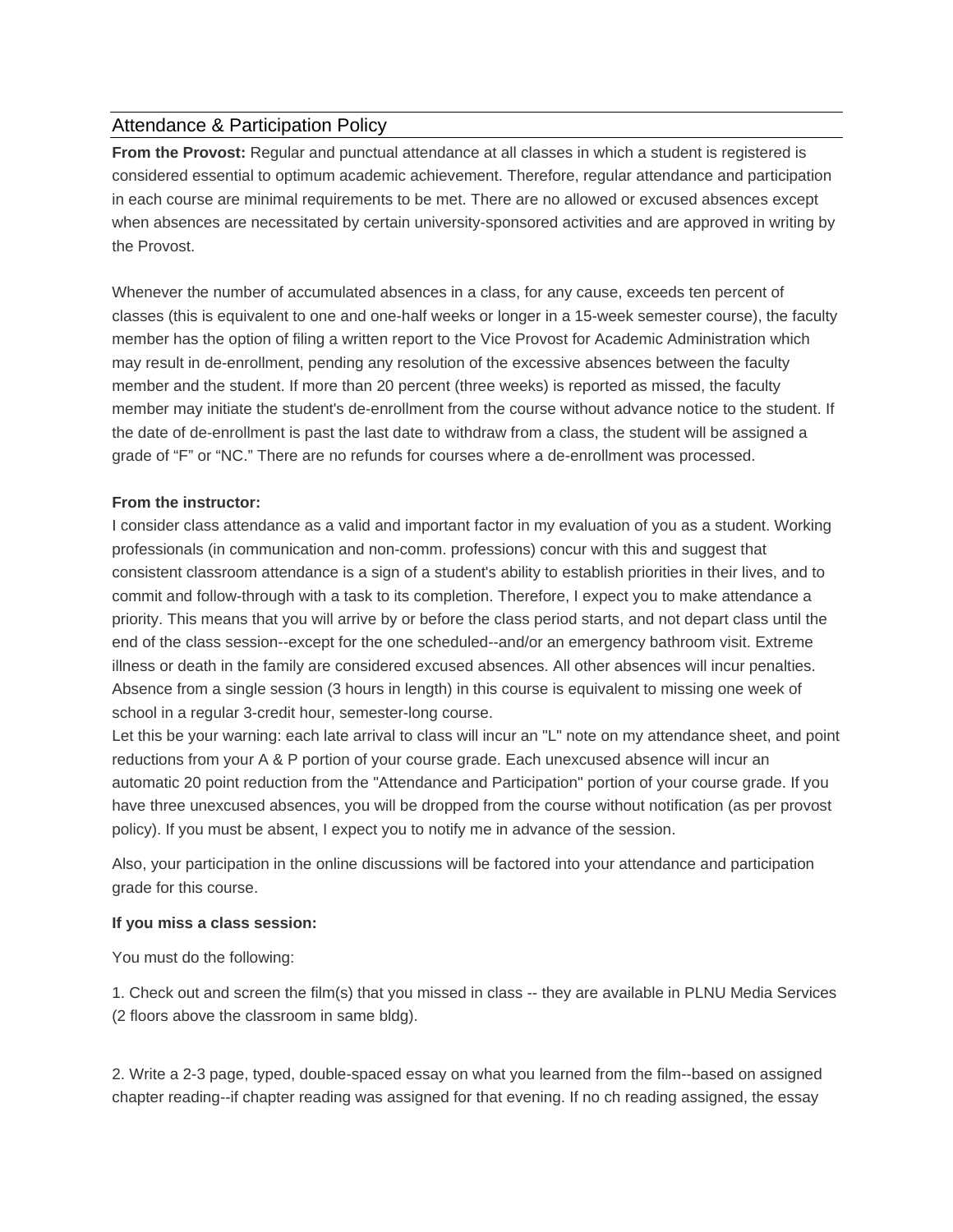## Attendance & Participation Policy

**From the Provost:** Regular and punctual attendance at all classes in which a student is registered is considered essential to optimum academic achievement. Therefore, regular attendance and participation in each course are minimal requirements to be met. There are no allowed or excused absences except when absences are necessitated by certain university-sponsored activities and are approved in writing by the Provost.

Whenever the number of accumulated absences in a class, for any cause, exceeds ten percent of classes (this is equivalent to one and one-half weeks or longer in a 15-week semester course), the faculty member has the option of filing a written report to the Vice Provost for Academic Administration which may result in de-enrollment, pending any resolution of the excessive absences between the faculty member and the student. If more than 20 percent (three weeks) is reported as missed, the faculty member may initiate the student's de-enrollment from the course without advance notice to the student. If the date of de-enrollment is past the last date to withdraw from a class, the student will be assigned a grade of “F” or “NC.” There are no refunds for courses where a de-enrollment was processed.

**From the instructor:**
I consider class attendance as a valid and important factor in my evaluation of you as a student. Working professionals (in communication and non-comm. professions) concur with this and suggest that consistent classroom attendance is a sign of a student's ability to establish priorities in their lives, and to commit and follow-through with a task to its completion. Therefore, I expect you to make attendance a priority. This means that you will arrive by or before the class period starts, and not depart class until the end of the class session--except for the one scheduled--and/or an emergency bathroom visit. Extreme illness or death in the family are considered excused absences. All other absences will incur penalties. Absence from a single session (3 hours in length) in this course is equivalent to missing one week of school in a regular 3-credit hour, semester-long course.
Let this be your warning: each late arrival to class will incur an "L" note on my attendance sheet, and point reductions from your A & P portion of your course grade. Each unexcused absence will incur an automatic 20 point reduction from the "Attendance and Participation" portion of your course grade. If you have three unexcused absences, you will be dropped from the course without notification (as per provost policy). If you must be absent, I expect you to notify me in advance of the session.

Also, your participation in the online discussions will be factored into your attendance and participation grade for this course.

**If you miss a class session:**

You must do the following:

1. Check out and screen the film(s) that you missed in class -- they are available in PLNU Media Services (2 floors above the classroom in same bldg).

2. Write a 2-3 page, typed, double-spaced essay on what you learned from the film--based on assigned chapter reading--if chapter reading was assigned for that evening. If no ch reading assigned, the essay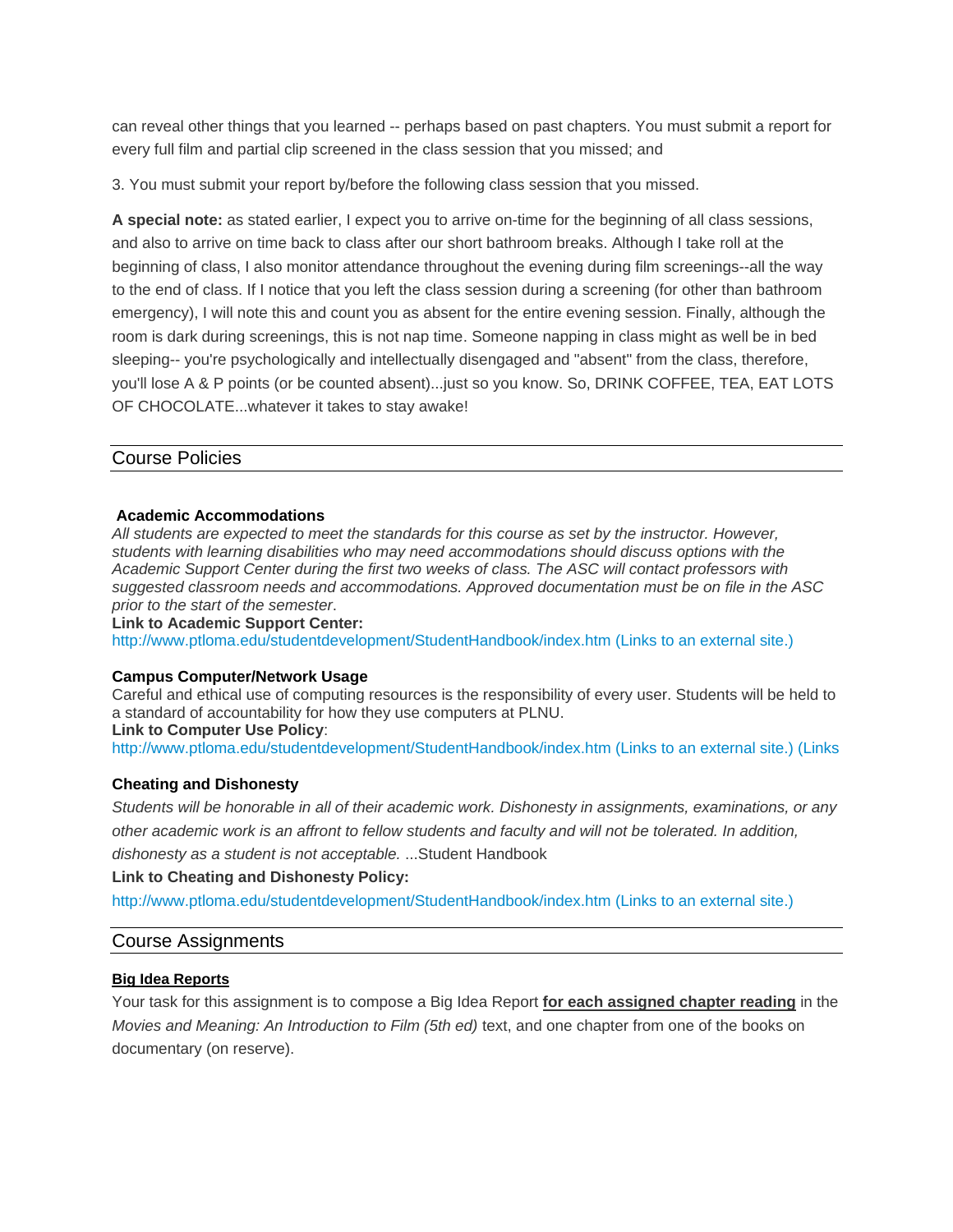can reveal other things that you learned -- perhaps based on past chapters. You must submit a report for every full film and partial clip screened in the class session that you missed; and

3. You must submit your report by/before the following class session that you missed.

**A special note:** as stated earlier, I expect you to arrive on-time for the beginning of all class sessions, and also to arrive on time back to class after our short bathroom breaks. Although I take roll at the beginning of class, I also monitor attendance throughout the evening during film screenings--all the way to the end of class. If I notice that you left the class session during a screening (for other than bathroom emergency), I will note this and count you as absent for the entire evening session. Finally, although the room is dark during screenings, this is not nap time. Someone napping in class might as well be in bed sleeping-- you're psychologically and intellectually disengaged and "absent" from the class, therefore, you'll lose A & P points (or be counted absent)...just so you know. So, DRINK COFFEE, TEA, EAT LOTS OF CHOCOLATE...whatever it takes to stay awake!

## Course Policies

**Academic Accommodations**

*All students are expected to meet the standards for this course as set by the instructor. However, students with learning disabilities who may need accommodations should discuss options with the Academic Support Center during the first two weeks of class. The ASC will contact professors with suggested classroom needs and accommodations. Approved documentation must be on file in the ASC prior to the start of the semester*.

**Link to Academic Support Center:**
http://www.ptloma.edu/studentdevelopment/StudentHandbook/index.htm (Links to an external site.)

**Campus Computer/Network Usage**

Careful and ethical use of computing resources is the responsibility of every user. Students will be held to a standard of accountability for how they use computers at PLNU.

**Link to Computer Use Policy**:
http://www.ptloma.edu/studentdevelopment/StudentHandbook/index.htm (Links to an external site.) (Links

**Cheating and Dishonesty**

*Students will be honorable in all of their academic work. Dishonesty in assignments, examinations, or any other academic work is an affront to fellow students and faculty and will not be tolerated. In addition, dishonesty as a student is not acceptable.* ...Student Handbook

**Link to Cheating and Dishonesty Policy:**

http://www.ptloma.edu/studentdevelopment/StudentHandbook/index.htm (Links to an external site.)

## Course Assignments

**Big Idea Reports**

Your task for this assignment is to compose a Big Idea Report **for each assigned chapter reading** in the *Movies and Meaning: An Introduction to Film (5th ed)* text, and one chapter from one of the books on documentary (on reserve).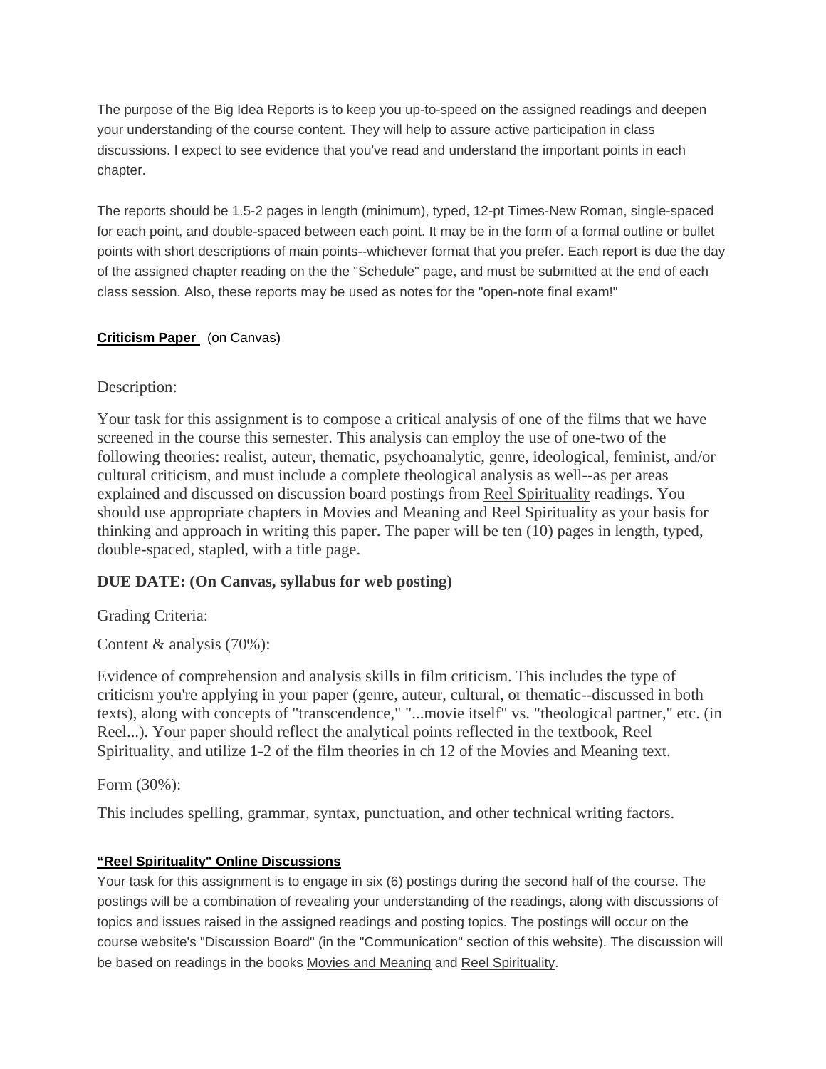The purpose of the Big Idea Reports is to keep you up-to-speed on the assigned readings and deepen your understanding of the course content. They will help to assure active participation in class discussions. I expect to see evidence that you've read and understand the important points in each chapter.

The reports should be 1.5-2 pages in length (minimum), typed, 12-pt Times-New Roman, single-spaced for each point, and double-spaced between each point. It may be in the form of a formal outline or bullet points with short descriptions of main points--whichever format that you prefer. Each report is due the day of the assigned chapter reading on the the "Schedule" page, and must be submitted at the end of each class session. Also, these reports may be used as notes for the "open-note final exam!"

**Criticism Paper** (on Canvas)

Description:

Your task for this assignment is to compose a critical analysis of one of the films that we have screened in the course this semester. This analysis can employ the use of one-two of the following theories: realist, auteur, thematic, psychoanalytic, genre, ideological, feminist, and/or cultural criticism, and must include a complete theological analysis as well--as per areas explained and discussed on discussion board postings from Reel Spirituality readings. You should use appropriate chapters in Movies and Meaning and Reel Spirituality as your basis for thinking and approach in writing this paper. The paper will be ten (10) pages in length, typed, double-spaced, stapled, with a title page.

**DUE DATE: (On Canvas, syllabus for web posting)**

Grading Criteria:

Content & analysis (70%):

Evidence of comprehension and analysis skills in film criticism. This includes the type of criticism you're applying in your paper (genre, auteur, cultural, or thematic--discussed in both texts), along with concepts of "transcendence," "...movie itself" vs. "theological partner," etc. (in Reel...). Your paper should reflect the analytical points reflected in the textbook, Reel Spirituality, and utilize 1-2 of the film theories in ch 12 of the Movies and Meaning text.

Form (30%):

This includes spelling, grammar, syntax, punctuation, and other technical writing factors.

**"Reel Spirituality" Online Discussions**

Your task for this assignment is to engage in six (6) postings during the second half of the course. The postings will be a combination of revealing your understanding of the readings, along with discussions of topics and issues raised in the assigned readings and posting topics. The postings will occur on the course website's "Discussion Board" (in the "Communication" section of this website). The discussion will be based on readings in the books Movies and Meaning and Reel Spirituality.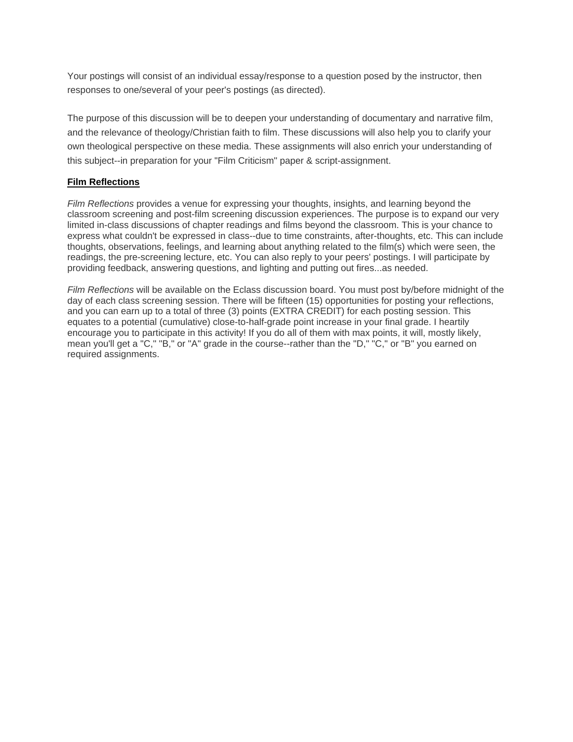Your postings will consist of an individual essay/response to a question posed by the instructor, then responses to one/several of your peer's postings (as directed).

The purpose of this discussion will be to deepen your understanding of documentary and narrative film, and the relevance of theology/Christian faith to film. These discussions will also help you to clarify your own theological perspective on these media. These assignments will also enrich your understanding of this subject--in preparation for your "Film Criticism" paper & script-assignment.

**Film Reflections**

*Film Reflections* provides a venue for expressing your thoughts, insights, and learning beyond the classroom screening and post-film screening discussion experiences. The purpose is to expand our very limited in-class discussions of chapter readings and films beyond the classroom. This is your chance to express what couldn't be expressed in class--due to time constraints, after-thoughts, etc. This can include thoughts, observations, feelings, and learning about anything related to the film(s) which were seen, the readings, the pre-screening lecture, etc. You can also reply to your peers' postings. I will participate by providing feedback, answering questions, and lighting and putting out fires...as needed.

*Film Reflections* will be available on the Eclass discussion board. You must post by/before midnight of the day of each class screening session. There will be fifteen (15) opportunities for posting your reflections, and you can earn up to a total of three (3) points (EXTRA CREDIT) for each posting session. This equates to a potential (cumulative) close-to-half-grade point increase in your final grade. I heartily encourage you to participate in this activity! If you do all of them with max points, it will, mostly likely, mean you'll get a "C," "B," or "A" grade in the course--rather than the "D," "C," or "B" you earned on required assignments.